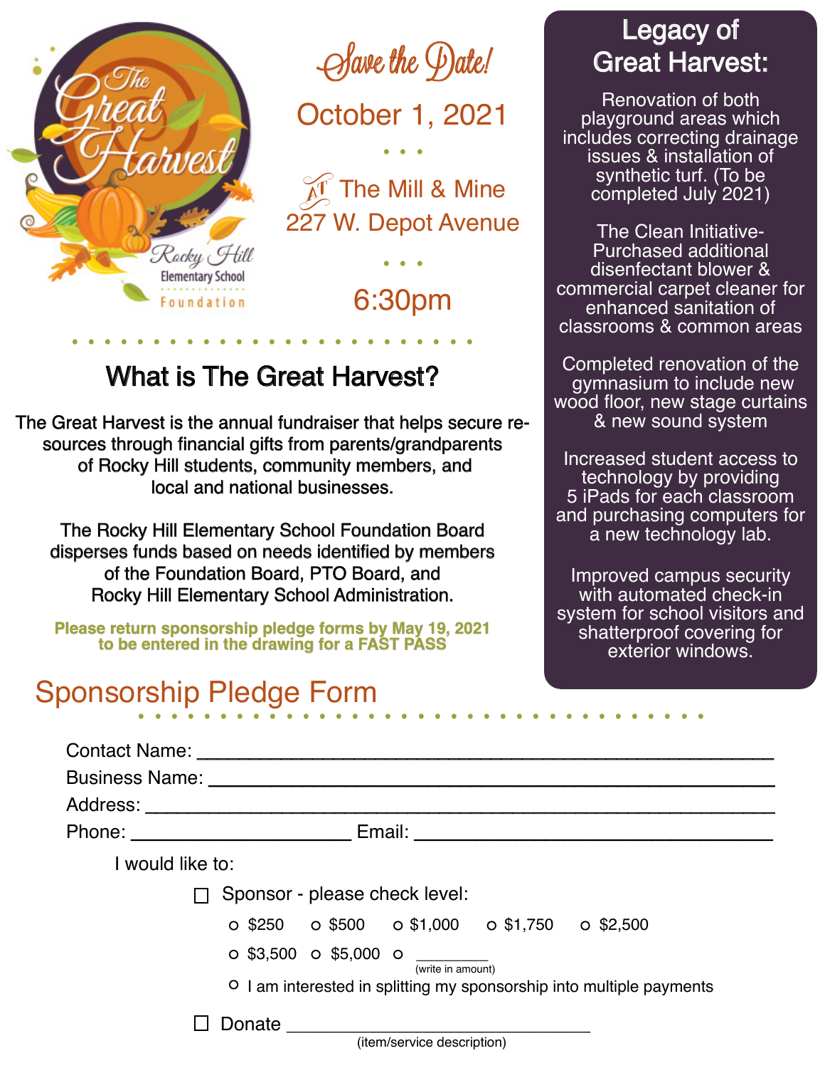The Great Harvest

Rocky Hill Elementary School Foundation

## Save the Date!

October 1, 2021

At The Mill & Mine
227 W. Depot Avenue

6:30pm

## Legacy of Great Harvest:

Renovation of both playground areas which includes correcting drainage issues & installation of synthetic turf. (To be completed July 2021)

The Clean Initiative- Purchased additional disenfectant blower & commercial carpet cleaner for enhanced sanitation of classrooms & common areas

Completed renovation of the gymnasium to include new wood floor, new stage curtains & new sound system

Increased student access to technology by providing 5 iPads for each classroom and purchasing computers for a new technology lab.

Improved campus security with automated check-in system for school visitors and shatterproof covering for exterior windows.

## What is The Great Harvest?

The Great Harvest is the annual fundraiser that helps secure resources through financial gifts from parents/grandparents of Rocky Hill students, community members, and local and national businesses.

The Rocky Hill Elementary School Foundation Board disperses funds based on needs identified by members of the Foundation Board, PTO Board, and Rocky Hill Elementary School Administration.

**Please return sponsorship pledge forms by May 19, 2021 to be entered in the drawing for a FAST PASS**

## Sponsorship Pledge Form

Contact Name: ____________________________________________

Business Name: ____________________________________________

Address: ____________________________________________

Phone: ____________________ Email: ____________________________

I would like to:

☐ Sponsor - please check level:

- ○ $250 ○ $500 ○ $1,000 ○ $1,750 ○ $2,500
- ○ $3,500 ○ $5,000 ○ ________ (write in amount)
- ○ I am interested in splitting my sponsorship into multiple payments

☐ Donate ______________________________ (item/service description)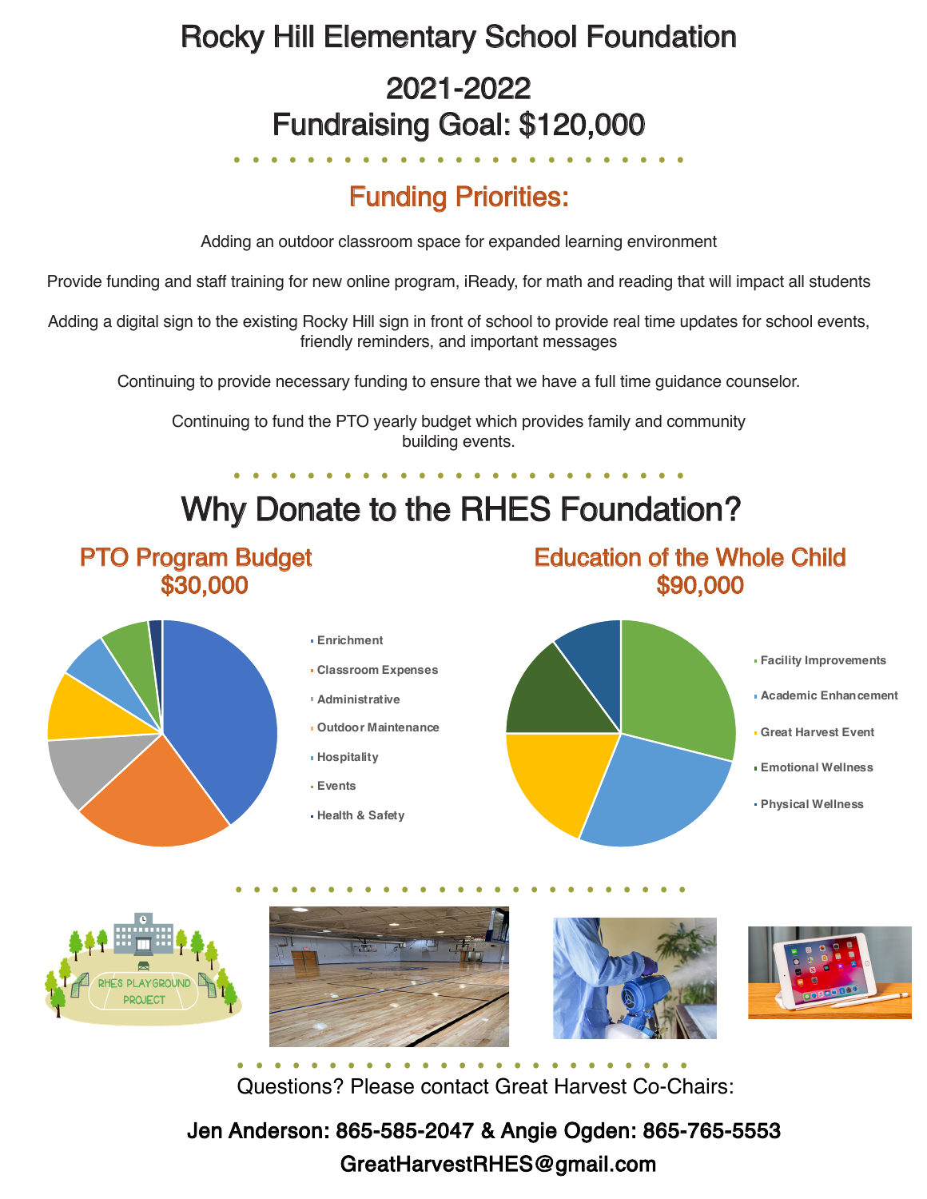# Rocky Hill Elementary School Foundation

## 2021-2022
## Fundraising Goal: $120,000

## Funding Priorities:

Adding an outdoor classroom space for expanded learning environment

Provide funding and staff training for new online program, iReady, for math and reading that will impact all students

Adding a digital sign to the existing Rocky Hill sign in front of school to provide real time updates for school events, friendly reminders, and important messages

Continuing to provide necessary funding to ensure that we have a full time guidance counselor.

Continuing to fund the PTO yearly budget which provides family and community building events.

## Why Donate to the RHES Foundation?

### PTO Program Budget $30,000

Enrichment
Classroom Expenses
Administrative
Outdoor Maintenance
Hospitality
Events
Health & Safety

### Education of the Whole Child $90,000

Facility Improvements
Academic Enhancement
Great Harvest Event
Emotional Wellness
Physical Wellness

RHES PLAYGROUND PROJECT

Questions? Please contact Great Harvest Co-Chairs:

**Jen Anderson: 865-585-2047 & Angie Ogden: 865-765-5553**

**GreatHarvestRHES@gmail.com**